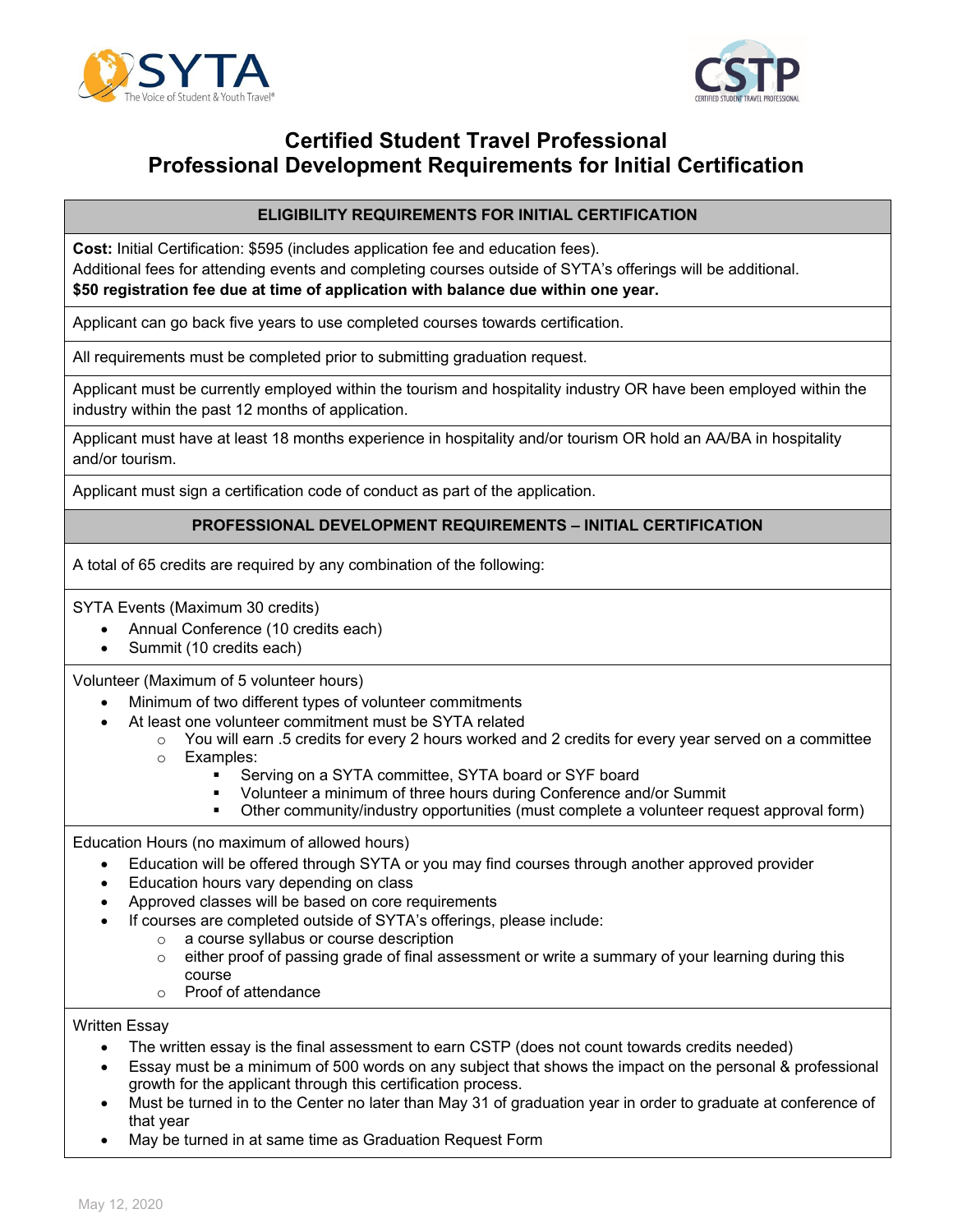# Certified Student Travel Professional
# Professional Development Requirements for Initial Certification

## ELIGIBILITY REQUIREMENTS FOR INITIAL CERTIFICATION

**Cost:** Initial Certification: $595 (includes application fee and education fees).
Additional fees for attending events and completing courses outside of SYTA's offerings will be additional.
**$50 registration fee due at time of application with balance due within one year.**

Applicant can go back five years to use completed courses towards certification.

All requirements must be completed prior to submitting graduation request.

Applicant must be currently employed within the tourism and hospitality industry OR have been employed within the industry within the past 12 months of application.

Applicant must have at least 18 months experience in hospitality and/or tourism OR hold an AA/BA in hospitality and/or tourism.

Applicant must sign a certification code of conduct as part of the application.

## PROFESSIONAL DEVELOPMENT REQUIREMENTS – INITIAL CERTIFICATION

A total of 65 credits are required by any combination of the following:

SYTA Events (Maximum 30 credits)

- Annual Conference (10 credits each)
- Summit (10 credits each)

Volunteer (Maximum of 5 volunteer hours)

- Minimum of two different types of volunteer commitments
- At least one volunteer commitment must be SYTA related
  - You will earn .5 credits for every 2 hours worked and 2 credits for every year served on a committee
  - Examples:
    - Serving on a SYTA committee, SYTA board or SYF board
    - Volunteer a minimum of three hours during Conference and/or Summit
    - Other community/industry opportunities (must complete a volunteer request approval form)

Education Hours (no maximum of allowed hours)

- Education will be offered through SYTA or you may find courses through another approved provider
- Education hours vary depending on class
- Approved classes will be based on core requirements
- If courses are completed outside of SYTA's offerings, please include:
  - a course syllabus or course description
  - either proof of passing grade of final assessment or write a summary of your learning during this course
  - Proof of attendance

Written Essay

- The written essay is the final assessment to earn CSTP (does not count towards credits needed)
- Essay must be a minimum of 500 words on any subject that shows the impact on the personal & professional growth for the applicant through this certification process.
- Must be turned in to the Center no later than May 31 of graduation year in order to graduate at conference of that year
- May be turned in at same time as Graduation Request Form

May 12, 2020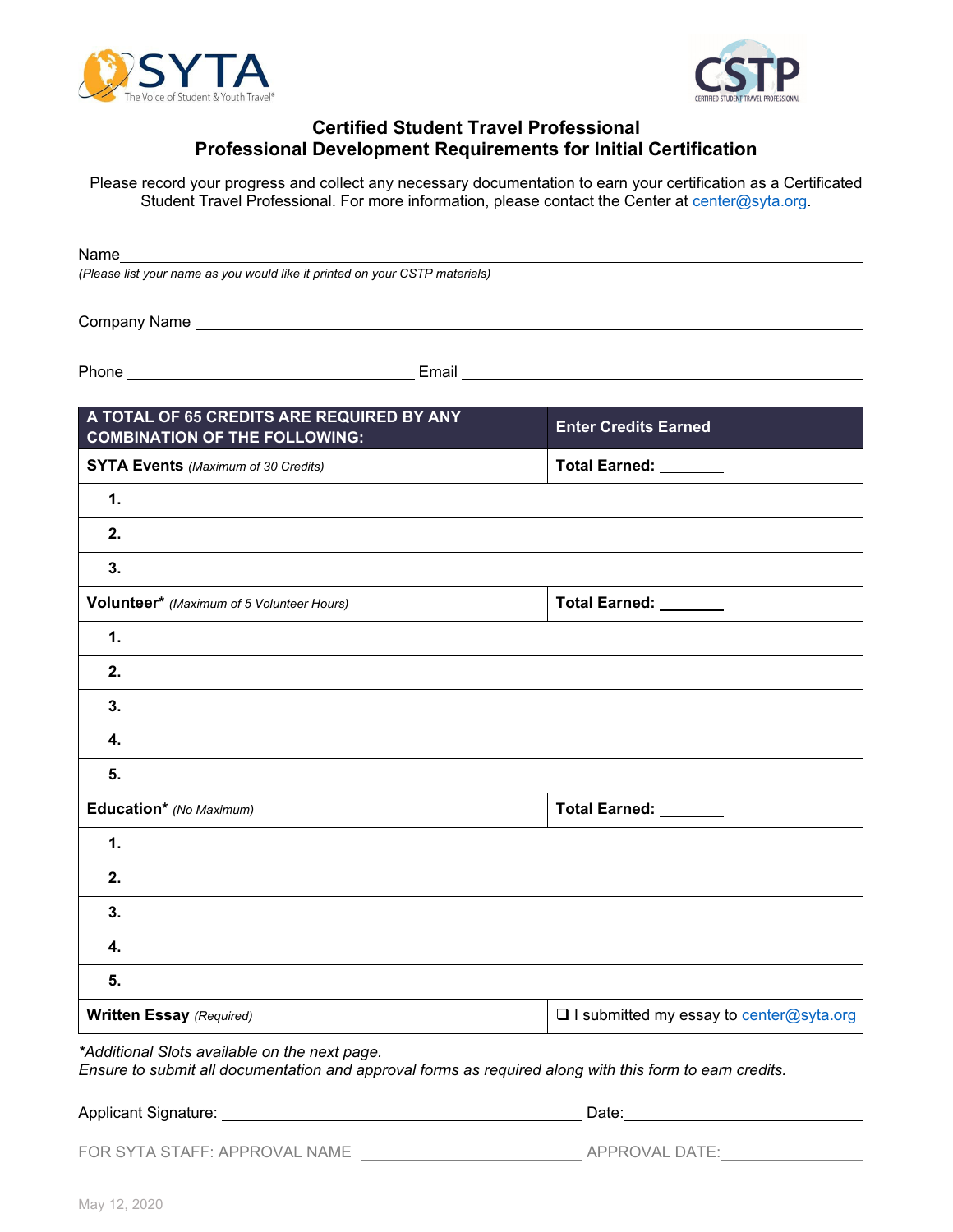# Certified Student Travel Professional
## Professional Development Requirements for Initial Certification

Please record your progress and collect any necessary documentation to earn your certification as a Certificated Student Travel Professional. For more information, please contact the Center at center@syta.org.

Name ____________________________________________

*(Please list your name as you would like it printed on your CSTP materials)*

Company Name ____________________________________________

Phone ______________________ Email ______________________

| A TOTAL OF 65 CREDITS ARE REQUIRED BY ANY COMBINATION OF THE FOLLOWING: | Enter Credits Earned |
|---|---|
| **SYTA Events** *(Maximum of 30 Credits)* | **Total Earned:** _______ |
| **1.** | |
| **2.** | |
| **3.** | |
| **Volunteer*** *(Maximum of 5 Volunteer Hours)* | **Total Earned:** _______ |
| **1.** | |
| **2.** | |
| **3.** | |
| **4.** | |
| **5.** | |
| **Education*** *(No Maximum)* | **Total Earned:** _______ |
| **1.** | |
| **2.** | |
| **3.** | |
| **4.** | |
| **5.** | |
| **Written Essay** *(Required)* | ❑ I submitted my essay to center@syta.org |

*\*Additional Slots available on the next page.*
*Ensure to submit all documentation and approval forms as required along with this form to earn credits.*

Applicant Signature: ______________________ Date: ______________________

FOR SYTA STAFF: APPROVAL NAME ______________________ APPROVAL DATE: ______________________

May 12, 2020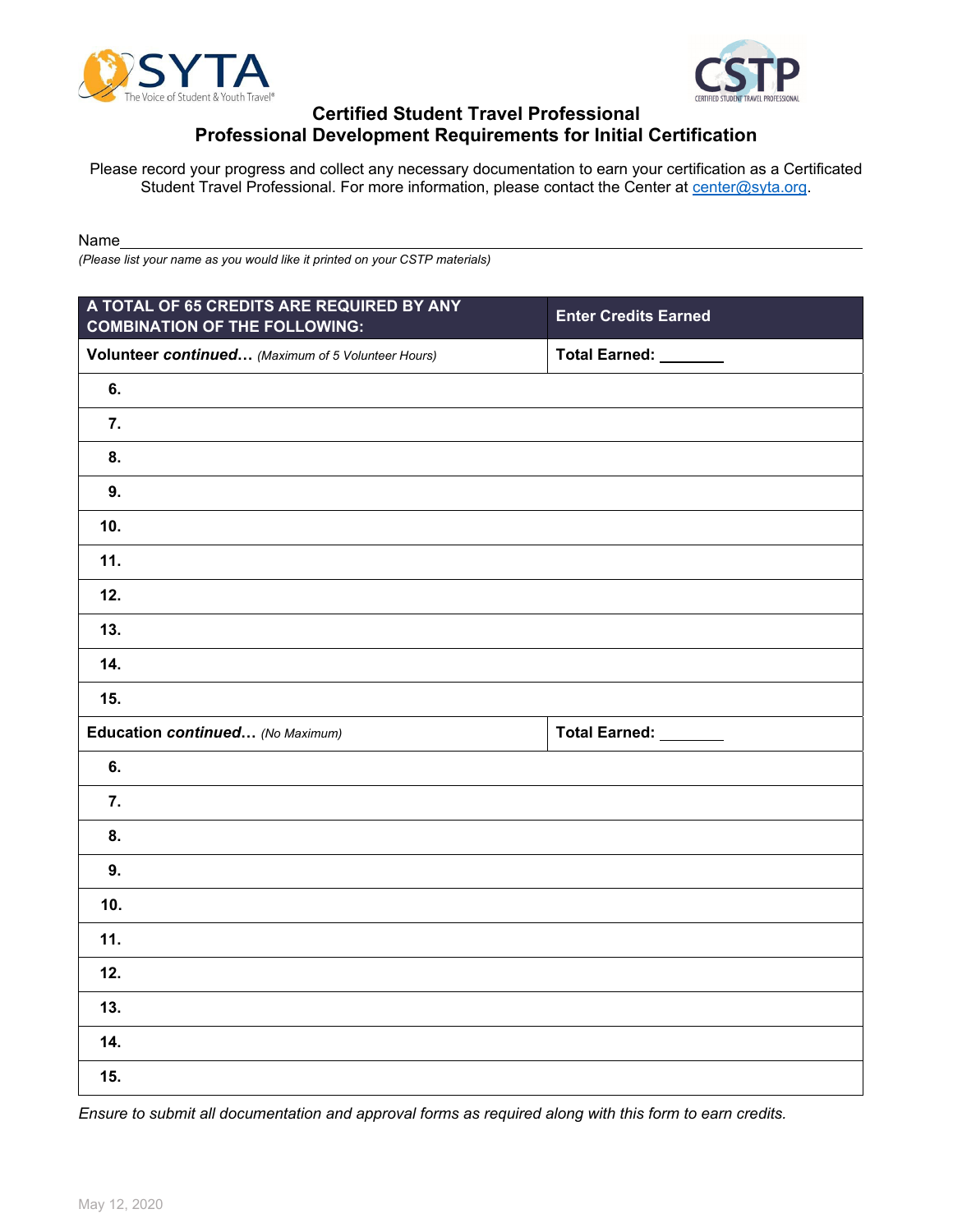SYTA The Voice of Student & Youth Travel®

CSTP CERTIFIED STUDENT TRAVEL PROFESSIONAL

# Certified Student Travel Professional
## Professional Development Requirements for Initial Certification

Please record your progress and collect any necessary documentation to earn your certification as a Certificated Student Travel Professional. For more information, please contact the Center at center@syta.org.

Name\_\_\_\_\_\_\_\_\_\_\_\_\_\_\_\_\_\_\_\_\_\_\_\_\_\_\_\_\_\_\_\_\_\_\_\_\_\_\_\_\_\_\_\_\_\_\_\_\_\_\_\_
*(Please list your name as you would like it printed on your CSTP materials)*

| A TOTAL OF 65 CREDITS ARE REQUIRED BY ANY COMBINATION OF THE FOLLOWING: | Enter Credits Earned |
|---|---|
| **Volunteer *continued…*** *(Maximum of 5 Volunteer Hours)* | **Total Earned:** \_\_\_\_\_\_\_ |
| **6.** | |
| **7.** | |
| **8.** | |
| **9.** | |
| **10.** | |
| **11.** | |
| **12.** | |
| **13.** | |
| **14.** | |
| **15.** | |
| **Education *continued…*** *(No Maximum)* | **Total Earned:** \_\_\_\_\_\_\_ |
| **6.** | |
| **7.** | |
| **8.** | |
| **9.** | |
| **10.** | |
| **11.** | |
| **12.** | |
| **13.** | |
| **14.** | |
| **15.** | |

*Ensure to submit all documentation and approval forms as required along with this form to earn credits.*

May 12, 2020